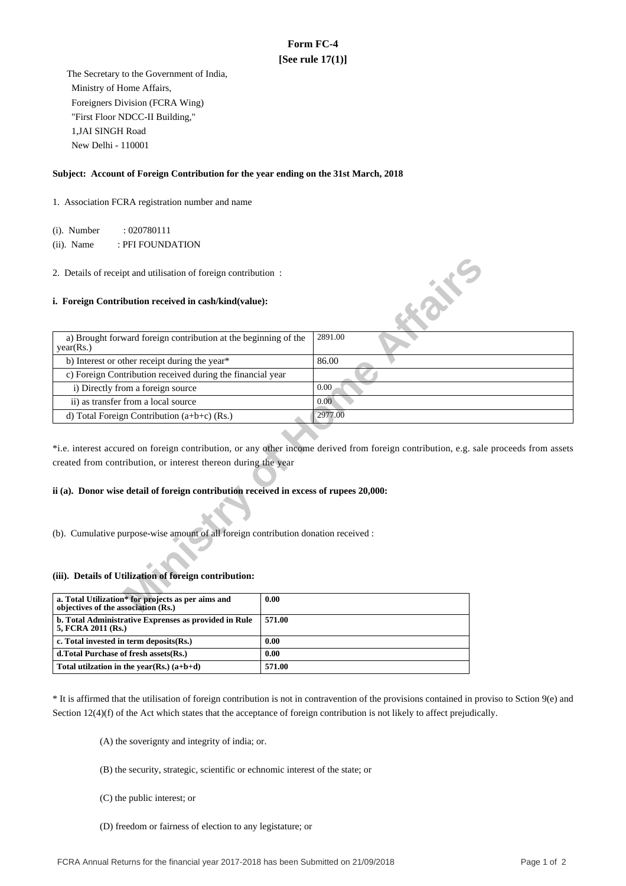# Form FC-4

**[See rule 17(1)]**

The Secretary to the Government of India,
Ministry of Home Affairs,
Foreigners Division (FCRA Wing)
"First Floor NDCC-II Building,"
1,JAI SINGH Road
New Delhi - 110001

**Subject: Account of Foreign Contribution for the year ending on the 31st March, 2018**

1. Association FCRA registration number and name

(i). Number : 020780111

(ii). Name : PFI FOUNDATION

2. Details of receipt and utilisation of foreign contribution :

**i. Foreign Contribution received in cash/kind(value):**

| | |
|---|---|
| a) Brought forward foreign contribution at the beginning of the year(Rs.) | 2891.00 |
| b) Interest or other receipt during the year* | 86.00 |
| c) Foreign Contribution received during the financial year | |
| i) Directly from a foreign source | 0.00 |
| ii) as transfer from a local source | 0.00 |
| d) Total Foreign Contribution (a+b+c) (Rs.) | 2977.00 |

*i.e. interest accured on foreign contribution, or any other income derived from foreign contribution, e.g. sale proceeds from assets created from contribution, or interest thereon during the year

**ii (a). Donor wise detail of foreign contribution received in excess of rupees 20,000:**

(b). Cumulative purpose-wise amount of all foreign contribution donation received :

**(iii). Details of Utilization of foreign contribution:**

| | |
|---|---|
| **a. Total Utilization* for projects as per aims and objectives of the association (Rs.)** | **0.00** |
| **b. Total Administrative Exprenses as provided in Rule 5, FCRA 2011 (Rs.)** | **571.00** |
| **c. Total invested in term deposits(Rs.)** | **0.00** |
| **d.Total Purchase of fresh assets(Rs.)** | **0.00** |
| **Total utilzation in the year(Rs.) (a+b+d)** | **571.00** |

* It is affirmed that the utilisation of foreign contribution is not in contravention of the provisions contained in proviso to Sction 9(e) and Section 12(4)(f) of the Act which states that the acceptance of foreign contribution is not likely to affect prejudically.

(A) the soverignty and integrity of india; or.

(B) the security, strategic, scientific or echnomic interest of the state; or

(C) the public interest; or

(D) freedom or fairness of election to any legistature; or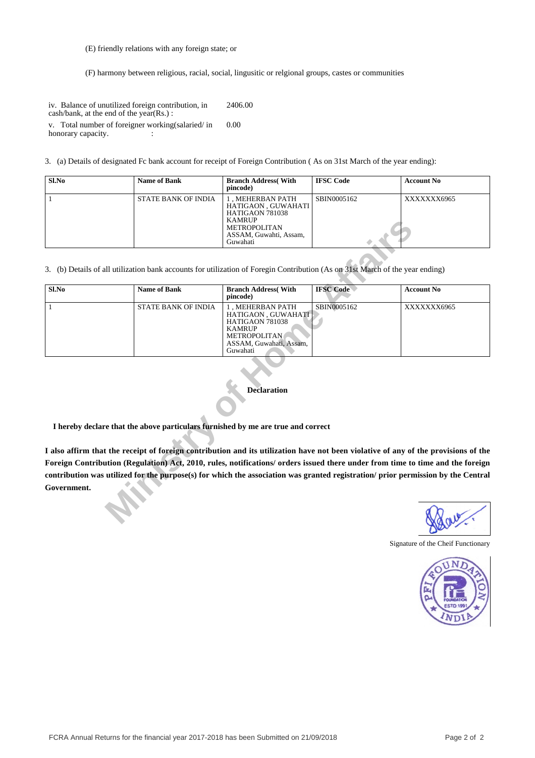(E) friendly relations with any foreign state; or

(F) harmony between religious, racial, social, lingusitic or relgional groups, castes or communities

| | |
|---|---|
| iv. Balance of unutilized foreign contribution, in cash/bank, at the end of the year(Rs.) : | 2406.00 |
| v. Total number of foreigner working(salaried/ in honorary capacity. : | 0.00 |

3. (a) Details of designated Fc bank account for receipt of Foreign Contribution ( As on 31st March of the year ending):

| Sl.No | Name of Bank | Branch Address( With pincode) | IFSC Code | Account No |
|---|---|---|---|---|
| 1 | STATE BANK OF INDIA | 1 , MEHERBAN PATH HATIGAON , GUWAHATI HATIGAON 781038 KAMRUP METROPOLITAN ASSAM, Guwahti, Assam, Guwahati | SBIN0005162 | XXXXXXX6965 |

3. (b) Details of all utilization bank accounts for utilization of Foregin Contribution (As on 31st March of the year ending)

| Sl.No | Name of Bank | Branch Address( With pincode) | IFSC Code | Account No |
|---|---|---|---|---|
| 1 | STATE BANK OF INDIA | 1 , MEHERBAN PATH HATIGAON , GUWAHATI HATIGAON 781038 KAMRUP METROPOLITAN ASSAM, Guwahati, Assam, Guwahati | SBIN0005162 | XXXXXXX6965 |

**Declaration**

**I hereby declare that the above particulars furnished by me are true and correct**

**I also affirm that the receipt of foreign contribution and its utilization have not been violative of any of the provisions of the Foreign Contribution (Regulation) Act, 2010, rules, notifications/ orders issued there under from time to time and the foreign contribution was utilized for the purpose(s) for which the association was granted registration/ prior permission by the Central Government.**

Signature of the Cheif Functionary